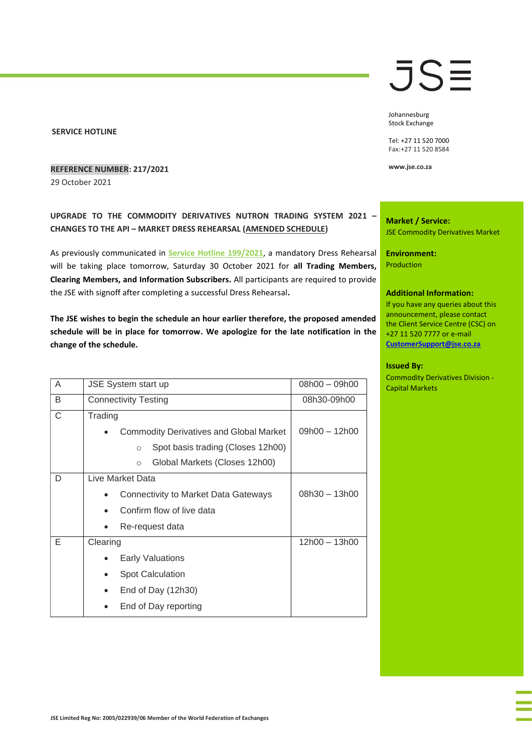JSE

Johannesburg
Stock Exchange

Tel: +27 11 520 7000
Fax:+27 11 520 8584

www.jse.co.za

**SERVICE HOTLINE**

**REFERENCE NUMBER: 217/2021**

29 October 2021

**UPGRADE TO THE COMMODITY DERIVATIVES NUTRON TRADING SYSTEM 2021 – CHANGES TO THE API – MARKET DRESS REHEARSAL (AMENDED SCHEDULE)**

As previously communicated in Service Hotline 199/2021, a mandatory Dress Rehearsal will be taking place tomorrow, Saturday 30 October 2021 for **all Trading Members, Clearing Members, and Information Subscribers.** All participants are required to provide the JSE with signoff after completing a successful Dress Rehearsal**.**

**The JSE wishes to begin the schedule an hour earlier therefore, the proposed amended schedule will be in place for tomorrow. We apologize for the late notification in the change of the schedule.**

| A | JSE System start up | 08h00 – 09h00 |
|---|---|---|
| B | Connectivity Testing | 08h30-09h00 |
| C | Trading<br>• Commodity Derivatives and Global Market<br>  ○ Spot basis trading (Closes 12h00)<br>  ○ Global Markets (Closes 12h00) | 09h00 – 12h00 |
| D | Live Market Data<br>• Connectivity to Market Data Gateways<br>• Confirm flow of live data<br>• Re-request data | 08h30 – 13h00 |
| E | Clearing<br>• Early Valuations<br>• Spot Calculation<br>• End of Day (12h30)<br>• End of Day reporting | 12h00 – 13h00 |

**Market / Service:**
JSE Commodity Derivatives Market

**Environment:**
Production

**Additional Information:**
If you have any queries about this announcement, please contact the Client Service Centre (CSC) on +27 11 520 7777 or e-mail **CustomerSupport@jse.co.za**

**Issued By:**
Commodity Derivatives Division - Capital Markets

JSE Limited Reg No: 2005/022939/06 Member of the World Federation of Exchanges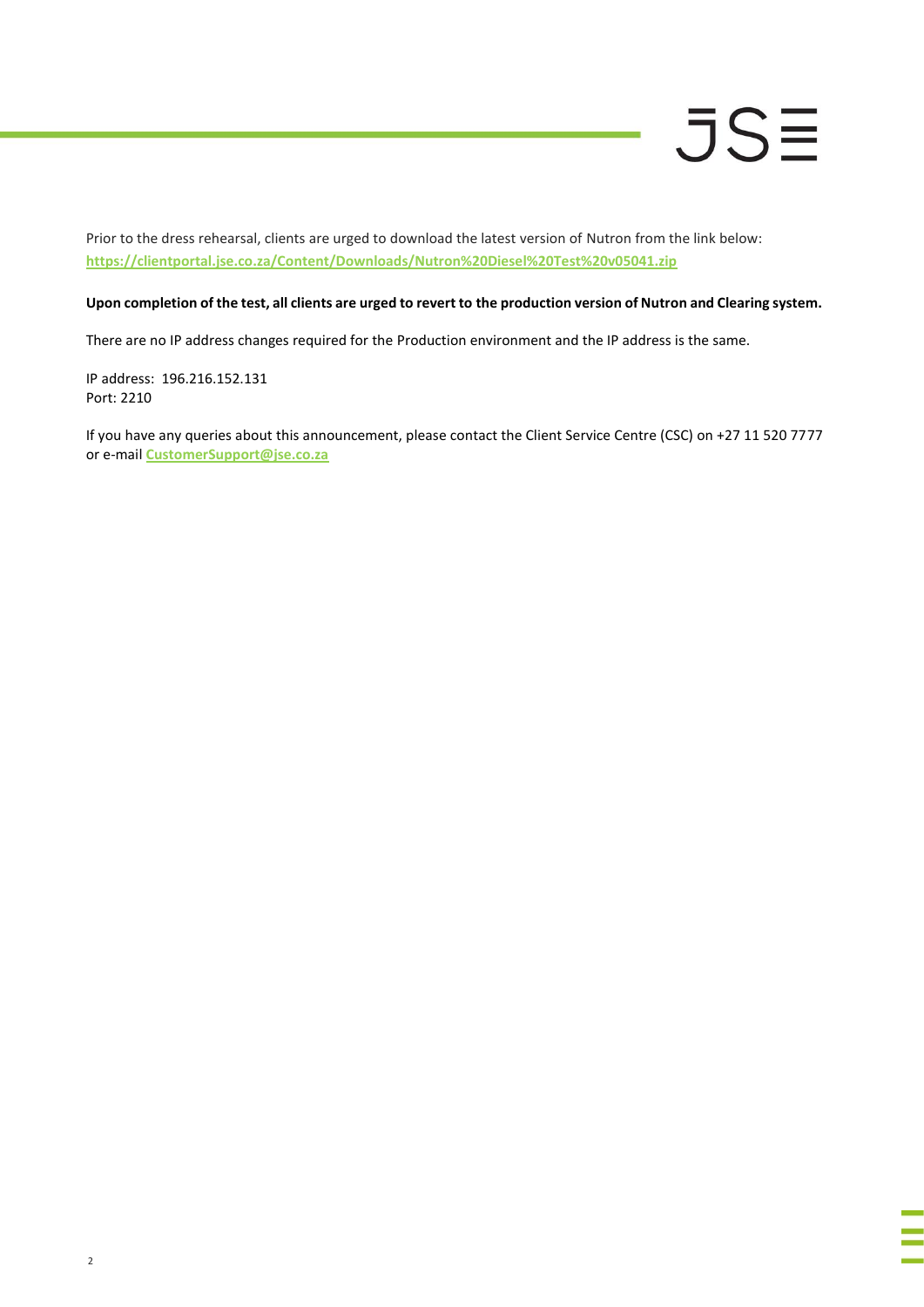Prior to the dress rehearsal, clients are urged to download the latest version of Nutron from the link below:
**https://clientportal.jse.co.za/Content/Downloads/Nutron%20Diesel%20Test%20v05041.zip**

**Upon completion of the test, all clients are urged to revert to the production version of Nutron and Clearing system.**

There are no IP address changes required for the Production environment and the IP address is the same.

IP address: 196.216.152.131
Port: 2210

If you have any queries about this announcement, please contact the Client Service Centre (CSC) on +27 11 520 7777 or e-mail **CustomerSupport@jse.co.za**